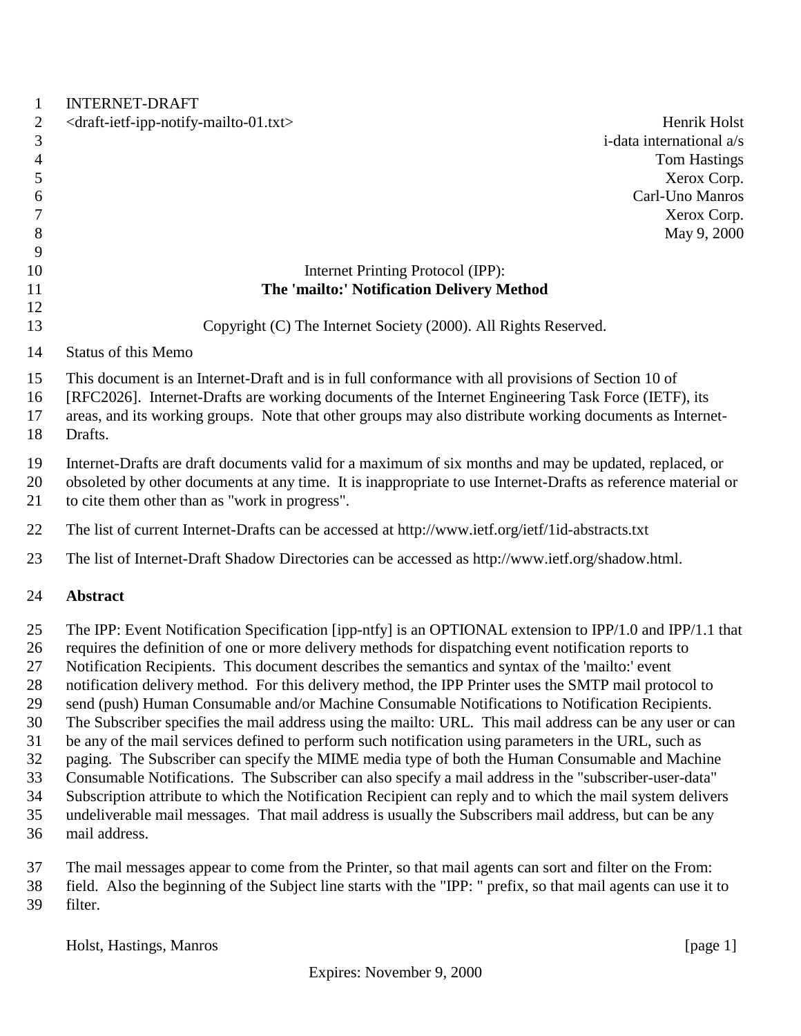INTERNET-DRAFT

<draft-ietf-ipp-notify-mailto-01.txt>

Henrik Holst
i-data international a/s
Tom Hastings
Xerox Corp.
Carl-Uno Manros
Xerox Corp.
May 9, 2000

# Internet Printing Protocol (IPP):
# **The 'mailto:' Notification Delivery Method**

Copyright (C) The Internet Society (2000). All Rights Reserved.

Status of this Memo

This document is an Internet-Draft and is in full conformance with all provisions of Section 10 of [RFC2026]. Internet-Drafts are working documents of the Internet Engineering Task Force (IETF), its areas, and its working groups. Note that other groups may also distribute working documents as Internet-Drafts.

Internet-Drafts are draft documents valid for a maximum of six months and may be updated, replaced, or obsoleted by other documents at any time. It is inappropriate to use Internet-Drafts as reference material or to cite them other than as "work in progress".

The list of current Internet-Drafts can be accessed at http://www.ietf.org/ietf/1id-abstracts.txt

The list of Internet-Draft Shadow Directories can be accessed as http://www.ietf.org/shadow.html.

## **Abstract**

The IPP: Event Notification Specification [ipp-ntfy] is an OPTIONAL extension to IPP/1.0 and IPP/1.1 that requires the definition of one or more delivery methods for dispatching event notification reports to Notification Recipients. This document describes the semantics and syntax of the 'mailto:' event notification delivery method. For this delivery method, the IPP Printer uses the SMTP mail protocol to send (push) Human Consumable and/or Machine Consumable Notifications to Notification Recipients. The Subscriber specifies the mail address using the mailto: URL. This mail address can be any user or can be any of the mail services defined to perform such notification using parameters in the URL, such as paging. The Subscriber can specify the MIME media type of both the Human Consumable and Machine Consumable Notifications. The Subscriber can also specify a mail address in the "subscriber-user-data" Subscription attribute to which the Notification Recipient can reply and to which the mail system delivers undeliverable mail messages. That mail address is usually the Subscribers mail address, but can be any mail address.

The mail messages appear to come from the Printer, so that mail agents can sort and filter on the From: field. Also the beginning of the Subject line starts with the "IPP: " prefix, so that mail agents can use it to filter.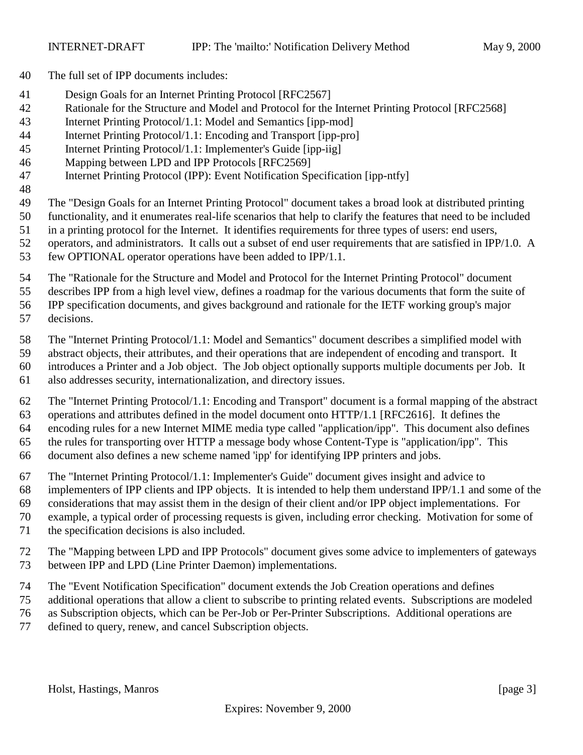The full set of IPP documents includes:

- Design Goals for an Internet Printing Protocol [RFC2567]
- Rationale for the Structure and Model and Protocol for the Internet Printing Protocol [RFC2568]
- Internet Printing Protocol/1.1: Model and Semantics [ipp-mod]
- Internet Printing Protocol/1.1: Encoding and Transport [ipp-pro]
- Internet Printing Protocol/1.1: Implementer's Guide [ipp-iig]
- Mapping between LPD and IPP Protocols [RFC2569]
- Internet Printing Protocol (IPP): Event Notification Specification [ipp-ntfy]

The "Design Goals for an Internet Printing Protocol" document takes a broad look at distributed printing functionality, and it enumerates real-life scenarios that help to clarify the features that need to be included in a printing protocol for the Internet. It identifies requirements for three types of users: end users, operators, and administrators. It calls out a subset of end user requirements that are satisfied in IPP/1.0. A few OPTIONAL operator operations have been added to IPP/1.1.

The "Rationale for the Structure and Model and Protocol for the Internet Printing Protocol" document describes IPP from a high level view, defines a roadmap for the various documents that form the suite of IPP specification documents, and gives background and rationale for the IETF working group's major decisions.

The "Internet Printing Protocol/1.1: Model and Semantics" document describes a simplified model with abstract objects, their attributes, and their operations that are independent of encoding and transport. It introduces a Printer and a Job object. The Job object optionally supports multiple documents per Job. It also addresses security, internationalization, and directory issues.

The "Internet Printing Protocol/1.1: Encoding and Transport" document is a formal mapping of the abstract operations and attributes defined in the model document onto HTTP/1.1 [RFC2616]. It defines the encoding rules for a new Internet MIME media type called "application/ipp". This document also defines the rules for transporting over HTTP a message body whose Content-Type is "application/ipp". This document also defines a new scheme named 'ipp' for identifying IPP printers and jobs.

The "Internet Printing Protocol/1.1: Implementer's Guide" document gives insight and advice to implementers of IPP clients and IPP objects. It is intended to help them understand IPP/1.1 and some of the considerations that may assist them in the design of their client and/or IPP object implementations. For example, a typical order of processing requests is given, including error checking. Motivation for some of the specification decisions is also included.

The "Mapping between LPD and IPP Protocols" document gives some advice to implementers of gateways between IPP and LPD (Line Printer Daemon) implementations.

The "Event Notification Specification" document extends the Job Creation operations and defines additional operations that allow a client to subscribe to printing related events. Subscriptions are modeled as Subscription objects, which can be Per-Job or Per-Printer Subscriptions. Additional operations are defined to query, renew, and cancel Subscription objects.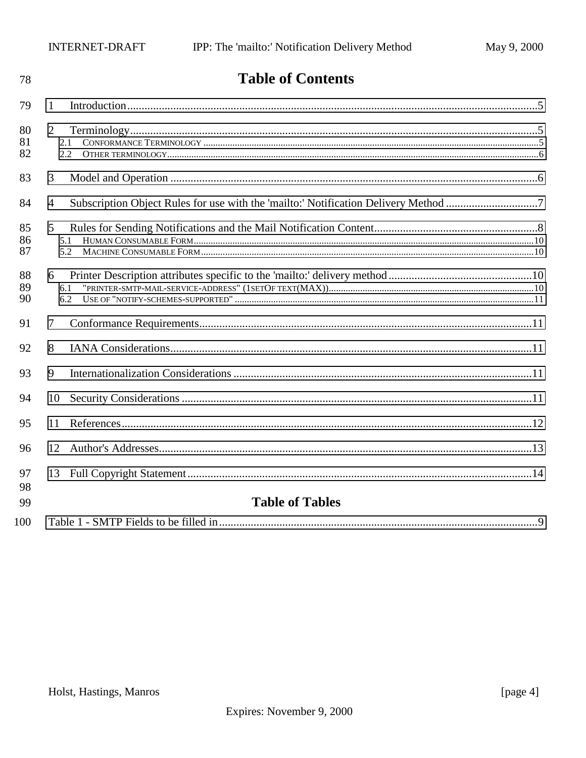# Table of Contents

1 Introduction.....5

2 Terminology.....5
- 2.1 CONFORMANCE TERMINOLOGY.....5
- 2.2 OTHER TERMINOLOGY.....6

3 Model and Operation.....6

4 Subscription Object Rules for use with the 'mailto:' Notification Delivery Method.....7

5 Rules for Sending Notifications and the Mail Notification Content.....8
- 5.1 HUMAN CONSUMABLE FORM.....10
- 5.2 MACHINE CONSUMABLE FORM.....10

6 Printer Description attributes specific to the 'mailto:' delivery method.....10
- 6.1 "PRINTER-SMTP-MAIL-SERVICE-ADDRESS" (1SETOF TEXT(MAX)).....10
- 6.2 USE OF "NOTIFY-SCHEMES-SUPPORTED".....11

7 Conformance Requirements.....11

8 IANA Considerations.....11

9 Internationalization Considerations.....11

10 Security Considerations.....11

11 References.....12

12 Author's Addresses.....13

13 Full Copyright Statement.....14

# Table of Tables

Table 1 - SMTP Fields to be filled in.....9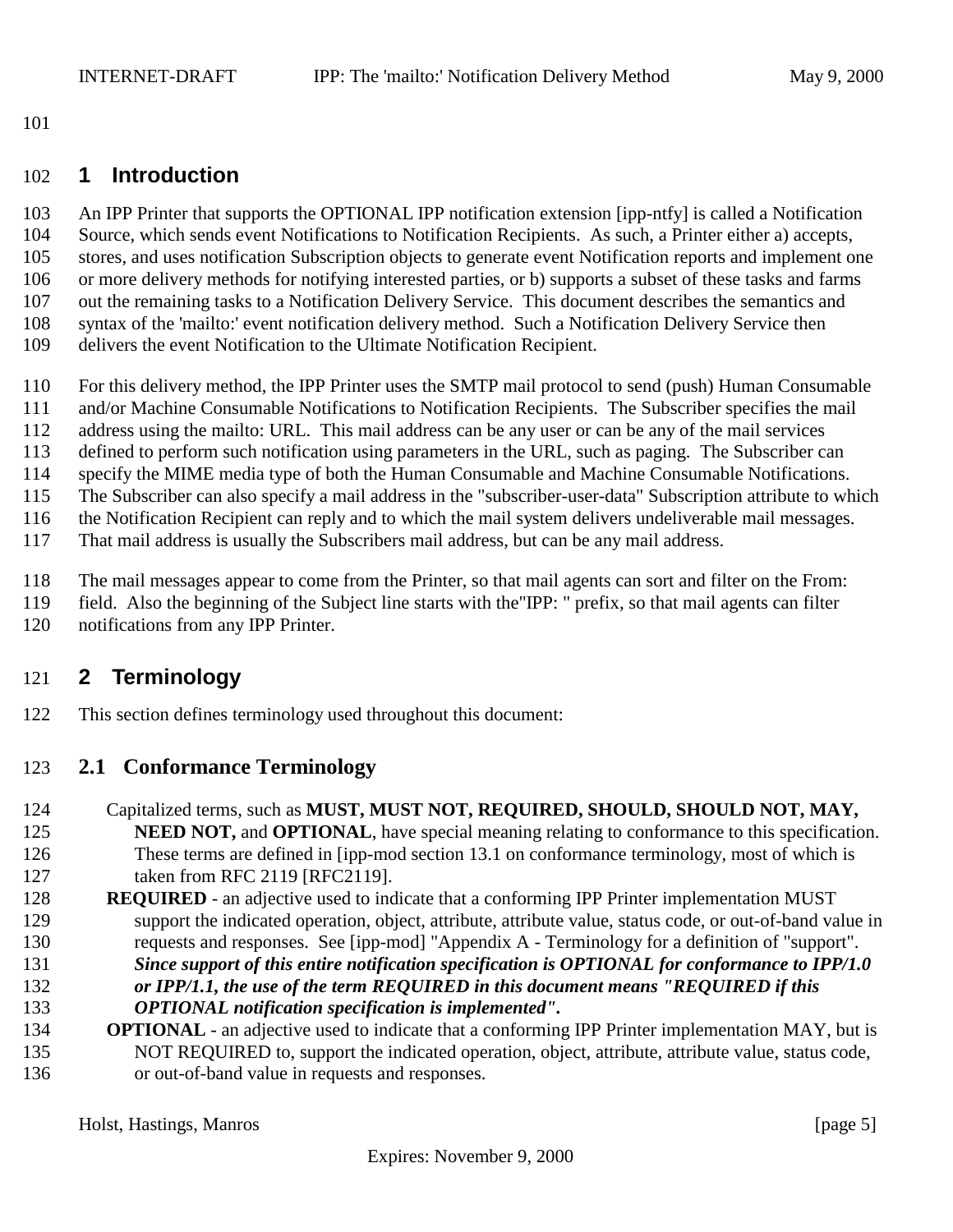## 1 Introduction

An IPP Printer that supports the OPTIONAL IPP notification extension [ipp-ntfy] is called a Notification Source, which sends event Notifications to Notification Recipients. As such, a Printer either a) accepts, stores, and uses notification Subscription objects to generate event Notification reports and implement one or more delivery methods for notifying interested parties, or b) supports a subset of these tasks and farms out the remaining tasks to a Notification Delivery Service. This document describes the semantics and syntax of the 'mailto:' event notification delivery method. Such a Notification Delivery Service then delivers the event Notification to the Ultimate Notification Recipient.

For this delivery method, the IPP Printer uses the SMTP mail protocol to send (push) Human Consumable and/or Machine Consumable Notifications to Notification Recipients. The Subscriber specifies the mail address using the mailto: URL. This mail address can be any user or can be any of the mail services defined to perform such notification using parameters in the URL, such as paging. The Subscriber can specify the MIME media type of both the Human Consumable and Machine Consumable Notifications. The Subscriber can also specify a mail address in the "subscriber-user-data" Subscription attribute to which the Notification Recipient can reply and to which the mail system delivers undeliverable mail messages. That mail address is usually the Subscribers mail address, but can be any mail address.

The mail messages appear to come from the Printer, so that mail agents can sort and filter on the From: field. Also the beginning of the Subject line starts with the"IPP: " prefix, so that mail agents can filter notifications from any IPP Printer.

## 2 Terminology

This section defines terminology used throughout this document:

### 2.1 Conformance Terminology

Capitalized terms, such as **MUST, MUST NOT, REQUIRED, SHOULD, SHOULD NOT, MAY, NEED NOT,** and **OPTIONAL**, have special meaning relating to conformance to this specification. These terms are defined in [ipp-mod section 13.1 on conformance terminology, most of which is taken from RFC 2119 [RFC2119].

**REQUIRED** - an adjective used to indicate that a conforming IPP Printer implementation MUST support the indicated operation, object, attribute, attribute value, status code, or out-of-band value in requests and responses. See [ipp-mod] "Appendix A - Terminology for a definition of "support". ***Since support of this entire notification specification is OPTIONAL for conformance to IPP/1.0 or IPP/1.1, the use of the term REQUIRED in this document means "REQUIRED if this OPTIONAL notification specification is implemented".***

**OPTIONAL** - an adjective used to indicate that a conforming IPP Printer implementation MAY, but is NOT REQUIRED to, support the indicated operation, object, attribute, attribute value, status code, or out-of-band value in requests and responses.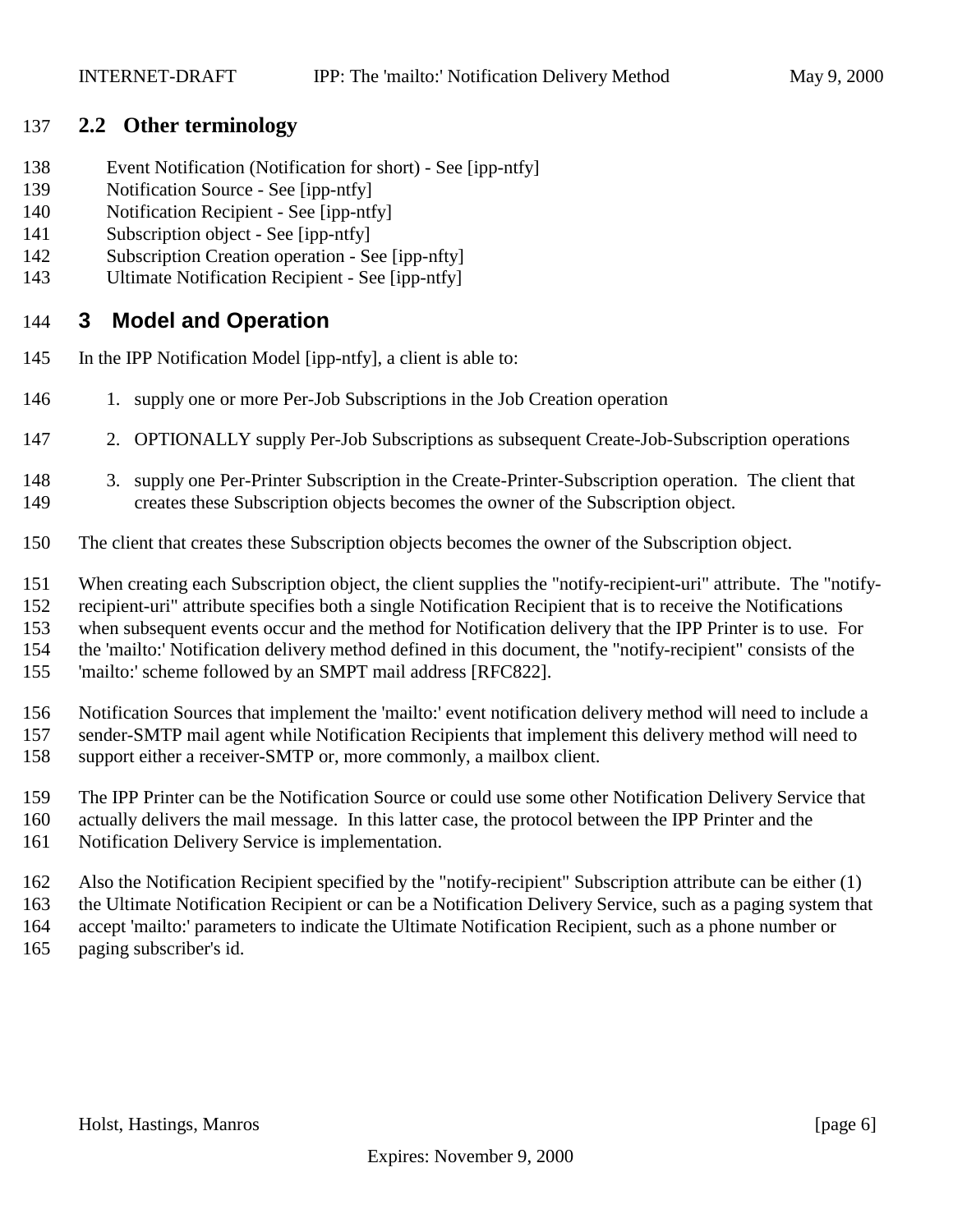## 2.2 Other terminology

Event Notification (Notification for short) - See [ipp-ntfy]
Notification Source - See [ipp-ntfy]
Notification Recipient - See [ipp-ntfy]
Subscription object - See [ipp-ntfy]
Subscription Creation operation - See [ipp-nfty]
Ultimate Notification Recipient - See [ipp-ntfy]

# 3 Model and Operation

In the IPP Notification Model [ipp-ntfy], a client is able to:

1. supply one or more Per-Job Subscriptions in the Job Creation operation

2. OPTIONALLY supply Per-Job Subscriptions as subsequent Create-Job-Subscription operations

3. supply one Per-Printer Subscription in the Create-Printer-Subscription operation. The client that creates these Subscription objects becomes the owner of the Subscription object.

The client that creates these Subscription objects becomes the owner of the Subscription object.

When creating each Subscription object, the client supplies the "notify-recipient-uri" attribute. The "notify-recipient-uri" attribute specifies both a single Notification Recipient that is to receive the Notifications when subsequent events occur and the method for Notification delivery that the IPP Printer is to use. For the 'mailto:' Notification delivery method defined in this document, the "notify-recipient" consists of the 'mailto:' scheme followed by an SMPT mail address [RFC822].

Notification Sources that implement the 'mailto:' event notification delivery method will need to include a sender-SMTP mail agent while Notification Recipients that implement this delivery method will need to support either a receiver-SMTP or, more commonly, a mailbox client.

The IPP Printer can be the Notification Source or could use some other Notification Delivery Service that actually delivers the mail message. In this latter case, the protocol between the IPP Printer and the Notification Delivery Service is implementation.

Also the Notification Recipient specified by the "notify-recipient" Subscription attribute can be either (1) the Ultimate Notification Recipient or can be a Notification Delivery Service, such as a paging system that accept 'mailto:' parameters to indicate the Ultimate Notification Recipient, such as a phone number or paging subscriber's id.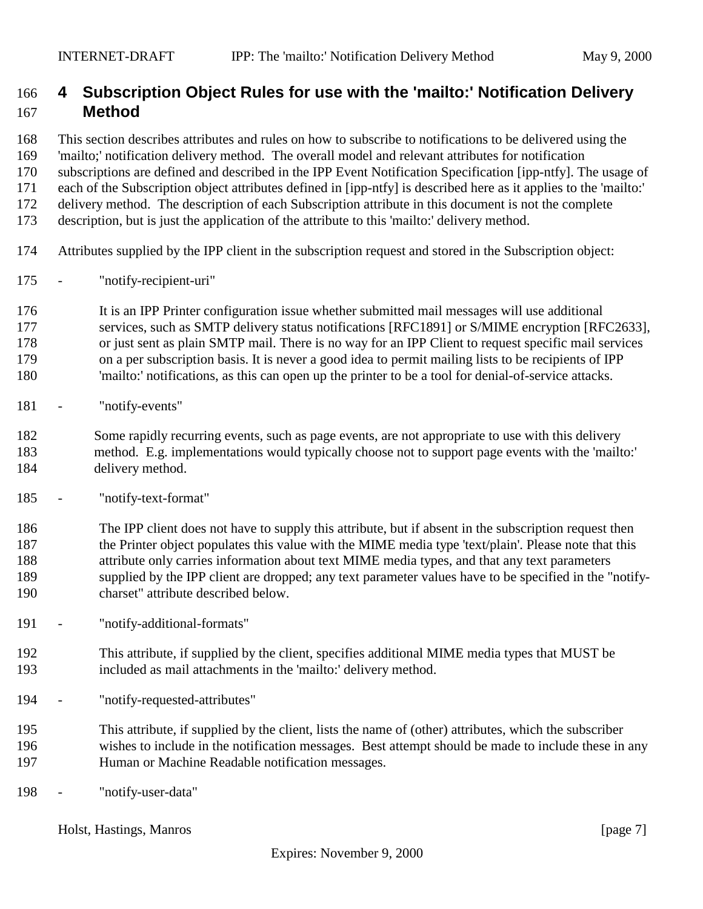# 4 Subscription Object Rules for use with the 'mailto:' Notification Delivery Method

This section describes attributes and rules on how to subscribe to notifications to be delivered using the 'mailto;' notification delivery method. The overall model and relevant attributes for notification subscriptions are defined and described in the IPP Event Notification Specification [ipp-ntfy]. The usage of each of the Subscription object attributes defined in [ipp-ntfy] is described here as it applies to the 'mailto:' delivery method. The description of each Subscription attribute in this document is not the complete description, but is just the application of the attribute to this 'mailto:' delivery method.

Attributes supplied by the IPP client in the subscription request and stored in the Subscription object:

- "notify-recipient-uri"

  It is an IPP Printer configuration issue whether submitted mail messages will use additional services, such as SMTP delivery status notifications [RFC1891] or S/MIME encryption [RFC2633], or just sent as plain SMTP mail. There is no way for an IPP Client to request specific mail services on a per subscription basis. It is never a good idea to permit mailing lists to be recipients of IPP 'mailto:' notifications, as this can open up the printer to be a tool for denial-of-service attacks.

- "notify-events"

  Some rapidly recurring events, such as page events, are not appropriate to use with this delivery method. E.g. implementations would typically choose not to support page events with the 'mailto:' delivery method.

- "notify-text-format"

  The IPP client does not have to supply this attribute, but if absent in the subscription request then the Printer object populates this value with the MIME media type 'text/plain'. Please note that this attribute only carries information about text MIME media types, and that any text parameters supplied by the IPP client are dropped; any text parameter values have to be specified in the "notify-charset" attribute described below.

- "notify-additional-formats"

  This attribute, if supplied by the client, specifies additional MIME media types that MUST be included as mail attachments in the 'mailto:' delivery method.

- "notify-requested-attributes"

  This attribute, if supplied by the client, lists the name of (other) attributes, which the subscriber wishes to include in the notification messages. Best attempt should be made to include these in any Human or Machine Readable notification messages.

- "notify-user-data"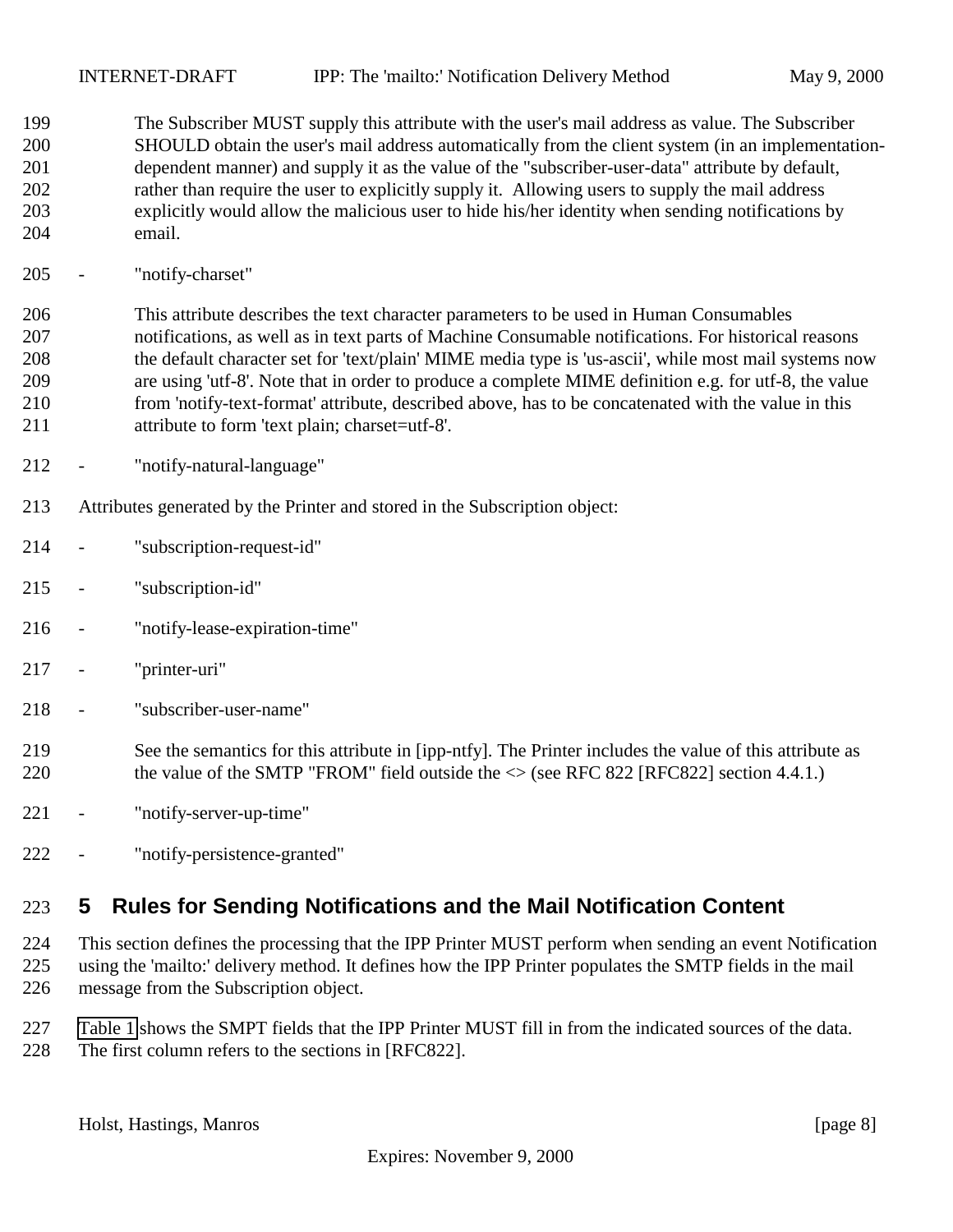The Subscriber MUST supply this attribute with the user's mail address as value. The Subscriber SHOULD obtain the user's mail address automatically from the client system (in an implementation-dependent manner) and supply it as the value of the "subscriber-user-data" attribute by default, rather than require the user to explicitly supply it. Allowing users to supply the mail address explicitly would allow the malicious user to hide his/her identity when sending notifications by email.

- "notify-charset"

  This attribute describes the text character parameters to be used in Human Consumables notifications, as well as in text parts of Machine Consumable notifications. For historical reasons the default character set for 'text/plain' MIME media type is 'us-ascii', while most mail systems now are using 'utf-8'. Note that in order to produce a complete MIME definition e.g. for utf-8, the value from 'notify-text-format' attribute, described above, has to be concatenated with the value in this attribute to form 'text plain; charset=utf-8'.

- "notify-natural-language"

Attributes generated by the Printer and stored in the Subscription object:

- "subscription-request-id"
- "subscription-id"
- "notify-lease-expiration-time"
- "printer-uri"
- "subscriber-user-name"

  See the semantics for this attribute in [ipp-ntfy]. The Printer includes the value of this attribute as the value of the SMTP "FROM" field outside the <> (see RFC 822 [RFC822] section 4.4.1.)

- "notify-server-up-time"
- "notify-persistence-granted"

# 5 Rules for Sending Notifications and the Mail Notification Content

This section defines the processing that the IPP Printer MUST perform when sending an event Notification using the 'mailto:' delivery method. It defines how the IPP Printer populates the SMTP fields in the mail message from the Subscription object.

Table 1 shows the SMPT fields that the IPP Printer MUST fill in from the indicated sources of the data. The first column refers to the sections in [RFC822].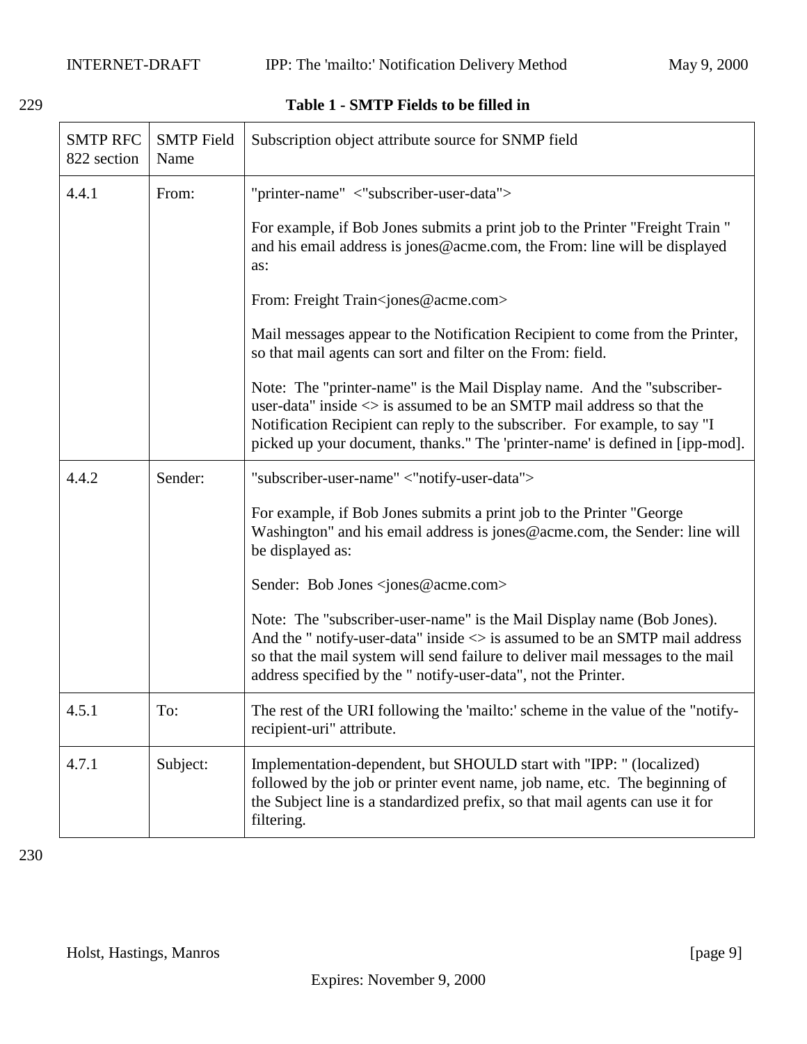**Table 1 - SMTP Fields to be filled in**

| SMTP RFC 822 section | SMTP Field Name | Subscription object attribute source for SNMP field |
|---|---|---|
| 4.4.1 | From: | "printer-name"  <"subscriber-user-data"><br><br>For example, if Bob Jones submits a print job to the Printer "Freight Train " and his email address is jones@acme.com, the From: line will be displayed as:<br><br>From: Freight Train<jones@acme.com><br><br>Mail messages appear to the Notification Recipient to come from the Printer, so that mail agents can sort and filter on the From: field.<br><br>Note:  The "printer-name" is the Mail Display name.  And the "subscriber-user-data" inside <> is assumed to be an SMTP mail address so that the Notification Recipient can reply to the subscriber.  For example, to say "I picked up your document, thanks." The 'printer-name' is defined in [ipp-mod]. |
| 4.4.2 | Sender: | "subscriber-user-name" <"notify-user-data"><br><br>For example, if Bob Jones submits a print job to the Printer "George Washington" and his email address is jones@acme.com, the Sender: line will be displayed as:<br><br>Sender:  Bob Jones <jones@acme.com><br><br>Note:  The "subscriber-user-name" is the Mail Display name (Bob Jones). And the " notify-user-data" inside <> is assumed to be an SMTP mail address so that the mail system will send failure to deliver mail messages to the mail address specified by the " notify-user-data", not the Printer. |
| 4.5.1 | To: | The rest of the URI following the 'mailto:' scheme in the value of the "notify-recipient-uri" attribute. |
| 4.7.1 | Subject: | Implementation-dependent, but SHOULD start with "IPP: " (localized) followed by the job or printer event name, job name, etc.  The beginning of the Subject line is a standardized prefix, so that mail agents can use it for filtering. |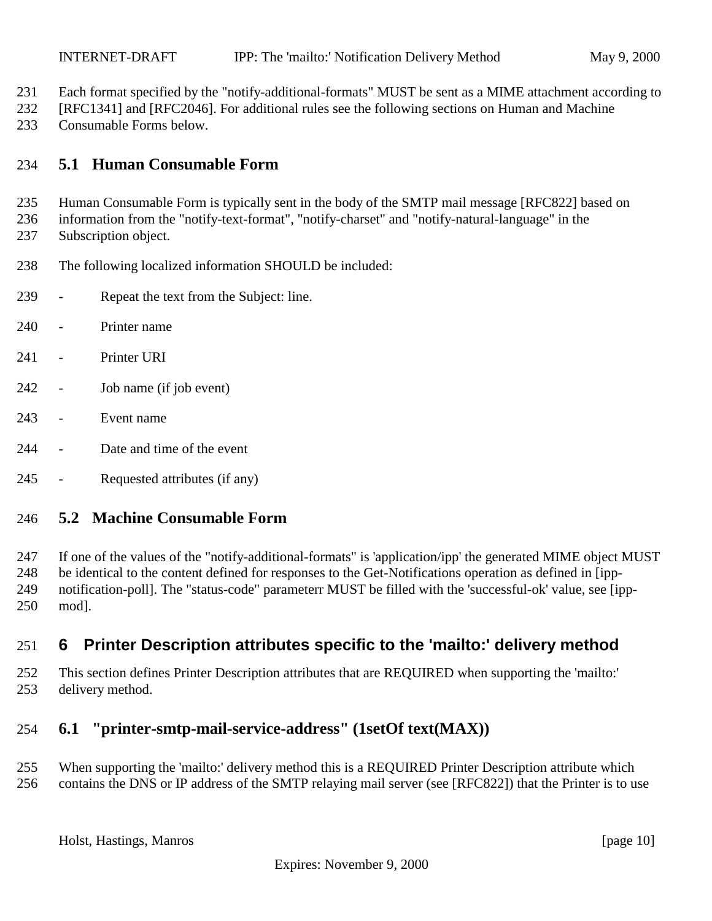Each format specified by the "notify-additional-formats" MUST be sent as a MIME attachment according to [RFC1341] and [RFC2046]. For additional rules see the following sections on Human and Machine Consumable Forms below.

## 5.1 Human Consumable Form

Human Consumable Form is typically sent in the body of the SMTP mail message [RFC822] based on information from the "notify-text-format", "notify-charset" and "notify-natural-language" in the Subscription object.

The following localized information SHOULD be included:

- Repeat the text from the Subject: line.
- Printer name
- Printer URI
- Job name (if job event)
- Event name
- Date and time of the event
- Requested attributes (if any)

## 5.2 Machine Consumable Form

If one of the values of the "notify-additional-formats" is 'application/ipp' the generated MIME object MUST be identical to the content defined for responses to the Get-Notifications operation as defined in [ipp-notification-poll]. The "status-code" parameterr MUST be filled with the 'successful-ok' value, see [ipp-mod].

# 6 Printer Description attributes specific to the 'mailto:' delivery method

This section defines Printer Description attributes that are REQUIRED when supporting the 'mailto:' delivery method.

## 6.1 "printer-smtp-mail-service-address" (1setOf text(MAX))

When supporting the 'mailto:' delivery method this is a REQUIRED Printer Description attribute which contains the DNS or IP address of the SMTP relaying mail server (see [RFC822]) that the Printer is to use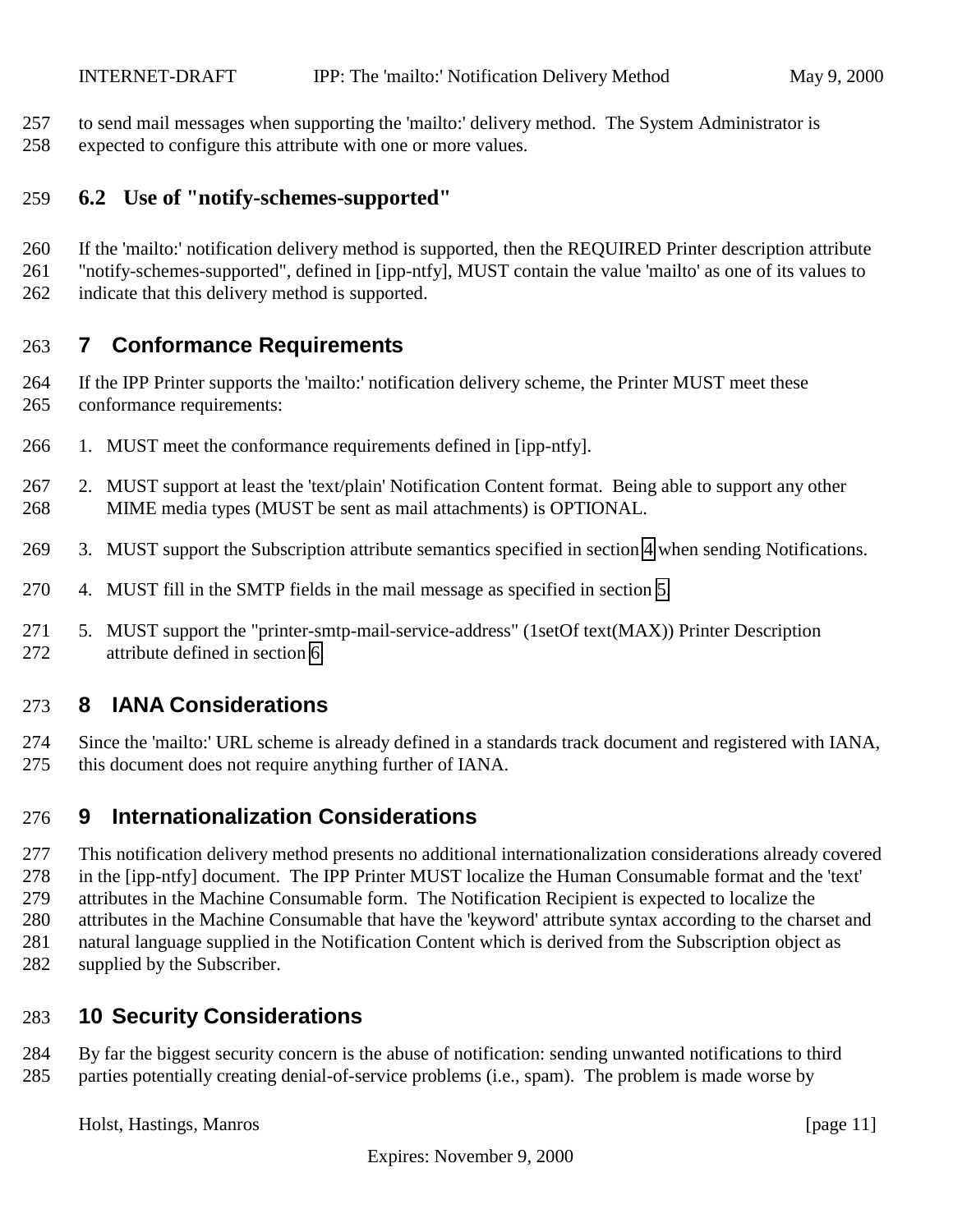to send mail messages when supporting the 'mailto:' delivery method. The System Administrator is expected to configure this attribute with one or more values.

### 6.2 Use of "notify-schemes-supported"

If the 'mailto:' notification delivery method is supported, then the REQUIRED Printer description attribute "notify-schemes-supported", defined in [ipp-ntfy], MUST contain the value 'mailto' as one of its values to indicate that this delivery method is supported.

## 7 Conformance Requirements

If the IPP Printer supports the 'mailto:' notification delivery scheme, the Printer MUST meet these conformance requirements:

1. MUST meet the conformance requirements defined in [ipp-ntfy].
2. MUST support at least the 'text/plain' Notification Content format. Being able to support any other MIME media types (MUST be sent as mail attachments) is OPTIONAL.
3. MUST support the Subscription attribute semantics specified in section 4 when sending Notifications.
4. MUST fill in the SMTP fields in the mail message as specified in section 5.
5. MUST support the "printer-smtp-mail-service-address" (1setOf text(MAX)) Printer Description attribute defined in section 6.

## 8 IANA Considerations

Since the 'mailto:' URL scheme is already defined in a standards track document and registered with IANA, this document does not require anything further of IANA.

## 9 Internationalization Considerations

This notification delivery method presents no additional internationalization considerations already covered in the [ipp-ntfy] document. The IPP Printer MUST localize the Human Consumable format and the 'text' attributes in the Machine Consumable form. The Notification Recipient is expected to localize the attributes in the Machine Consumable that have the 'keyword' attribute syntax according to the charset and natural language supplied in the Notification Content which is derived from the Subscription object as supplied by the Subscriber.

## 10 Security Considerations

By far the biggest security concern is the abuse of notification: sending unwanted notifications to third parties potentially creating denial-of-service problems (i.e., spam). The problem is made worse by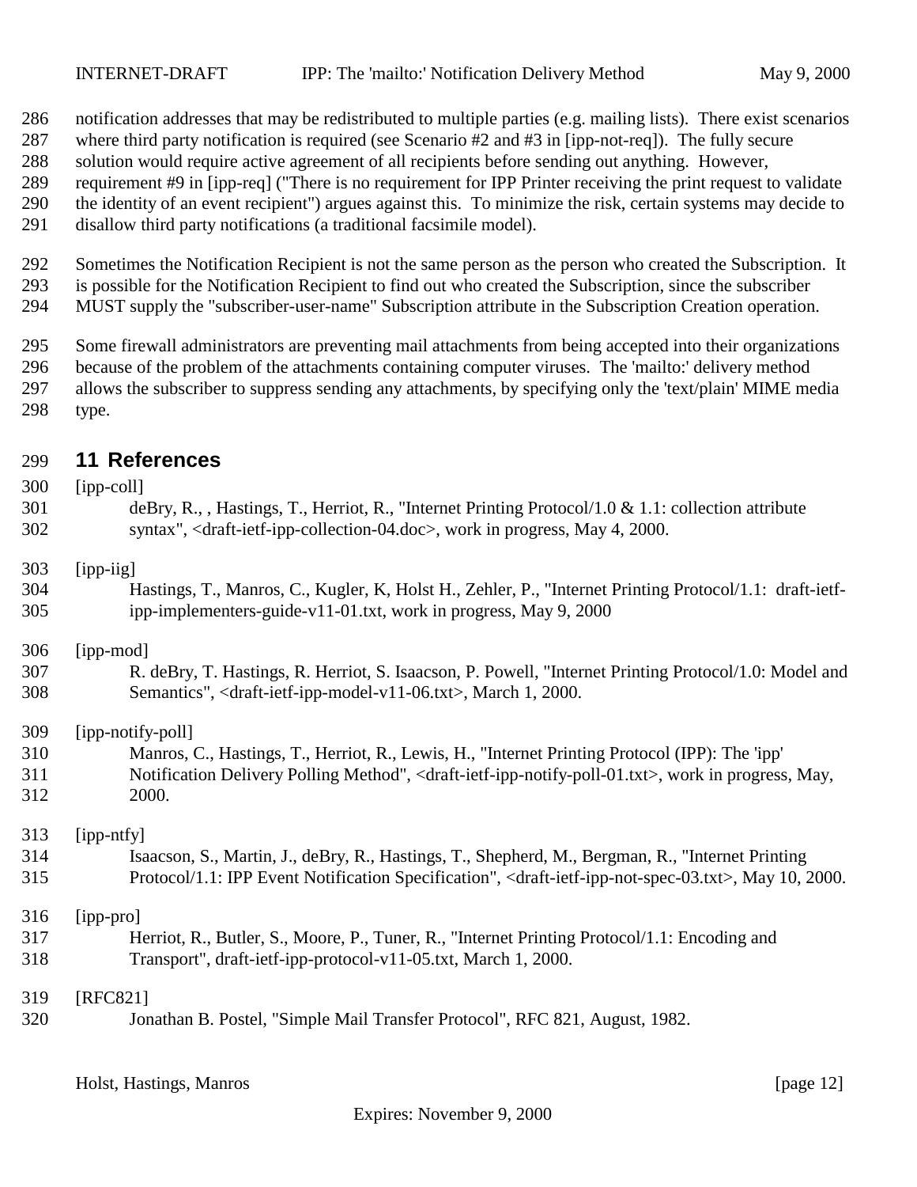notification addresses that may be redistributed to multiple parties (e.g. mailing lists). There exist scenarios where third party notification is required (see Scenario #2 and #3 in [ipp-not-req]). The fully secure solution would require active agreement of all recipients before sending out anything. However, requirement #9 in [ipp-req] ("There is no requirement for IPP Printer receiving the print request to validate the identity of an event recipient") argues against this. To minimize the risk, certain systems may decide to disallow third party notifications (a traditional facsimile model).

Sometimes the Notification Recipient is not the same person as the person who created the Subscription. It is possible for the Notification Recipient to find out who created the Subscription, since the subscriber MUST supply the "subscriber-user-name" Subscription attribute in the Subscription Creation operation.

Some firewall administrators are preventing mail attachments from being accepted into their organizations because of the problem of the attachments containing computer viruses. The 'mailto:' delivery method allows the subscriber to suppress sending any attachments, by specifying only the 'text/plain' MIME media type.

# 11 References

[ipp-coll]
deBry, R., , Hastings, T., Herriot, R., "Internet Printing Protocol/1.0 & 1.1: collection attribute syntax", <draft-ietf-ipp-collection-04.doc>, work in progress, May 4, 2000.

[ipp-iig]
Hastings, T., Manros, C., Kugler, K, Holst H., Zehler, P., "Internet Printing Protocol/1.1: draft-ietf-ipp-implementers-guide-v11-01.txt, work in progress, May 9, 2000

[ipp-mod]
R. deBry, T. Hastings, R. Herriot, S. Isaacson, P. Powell, "Internet Printing Protocol/1.0: Model and Semantics", <draft-ietf-ipp-model-v11-06.txt>, March 1, 2000.

[ipp-notify-poll]
Manros, C., Hastings, T., Herriot, R., Lewis, H., "Internet Printing Protocol (IPP): The 'ipp' Notification Delivery Polling Method", <draft-ietf-ipp-notify-poll-01.txt>, work in progress, May, 2000.

[ipp-ntfy]
Isaacson, S., Martin, J., deBry, R., Hastings, T., Shepherd, M., Bergman, R., "Internet Printing Protocol/1.1: IPP Event Notification Specification", <draft-ietf-ipp-not-spec-03.txt>, May 10, 2000.

[ipp-pro]
Herriot, R., Butler, S., Moore, P., Tuner, R., "Internet Printing Protocol/1.1: Encoding and Transport", draft-ietf-ipp-protocol-v11-05.txt, March 1, 2000.

[RFC821]
Jonathan B. Postel, "Simple Mail Transfer Protocol", RFC 821, August, 1982.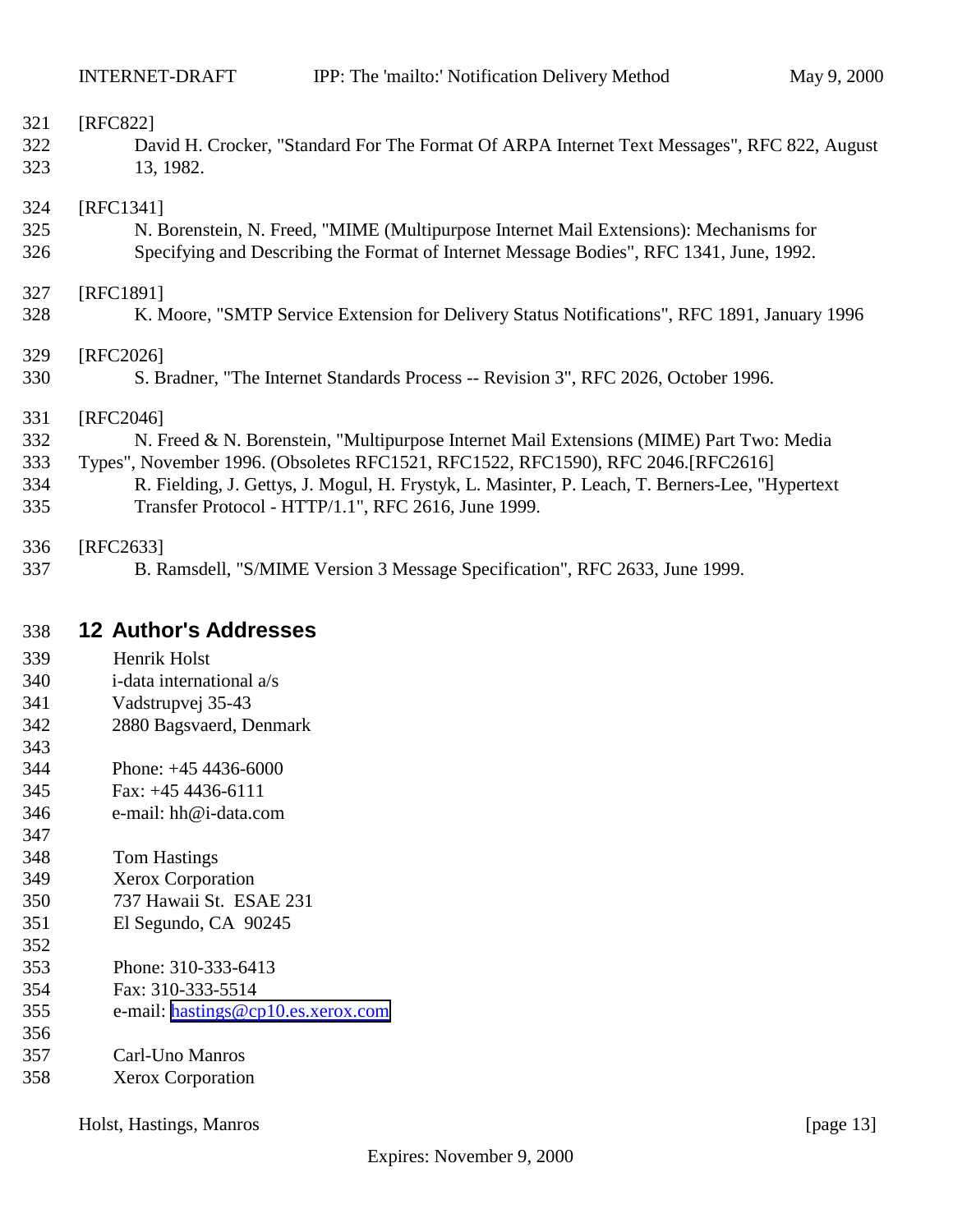[RFC822]

David H. Crocker, "Standard For The Format Of ARPA Internet Text Messages", RFC 822, August 13, 1982.

[RFC1341]

N. Borenstein, N. Freed, "MIME (Multipurpose Internet Mail Extensions): Mechanisms for Specifying and Describing the Format of Internet Message Bodies", RFC 1341, June, 1992.

[RFC1891]

K. Moore, "SMTP Service Extension for Delivery Status Notifications", RFC 1891, January 1996

[RFC2026]

S. Bradner, "The Internet Standards Process -- Revision 3", RFC 2026, October 1996.

[RFC2046]

N. Freed & N. Borenstein, "Multipurpose Internet Mail Extensions (MIME) Part Two: Media Types", November 1996. (Obsoletes RFC1521, RFC1522, RFC1590), RFC 2046.[RFC2616]

R. Fielding, J. Gettys, J. Mogul, H. Frystyk, L. Masinter, P. Leach, T. Berners-Lee, "Hypertext Transfer Protocol - HTTP/1.1", RFC 2616, June 1999.

[RFC2633]

B. Ramsdell, "S/MIME Version 3 Message Specification", RFC 2633, June 1999.

# 12 Author's Addresses

Henrik Holst
i-data international a/s
Vadstrupvej 35-43
2880 Bagsvaerd, Denmark

Phone: +45 4436-6000
Fax: +45 4436-6111
e-mail: hh@i-data.com

Tom Hastings
Xerox Corporation
737 Hawaii St.  ESAE 231
El Segundo, CA  90245

Phone: 310-333-6413
Fax: 310-333-5514
e-mail: hastings@cp10.es.xerox.com

Carl-Uno Manros
Xerox Corporation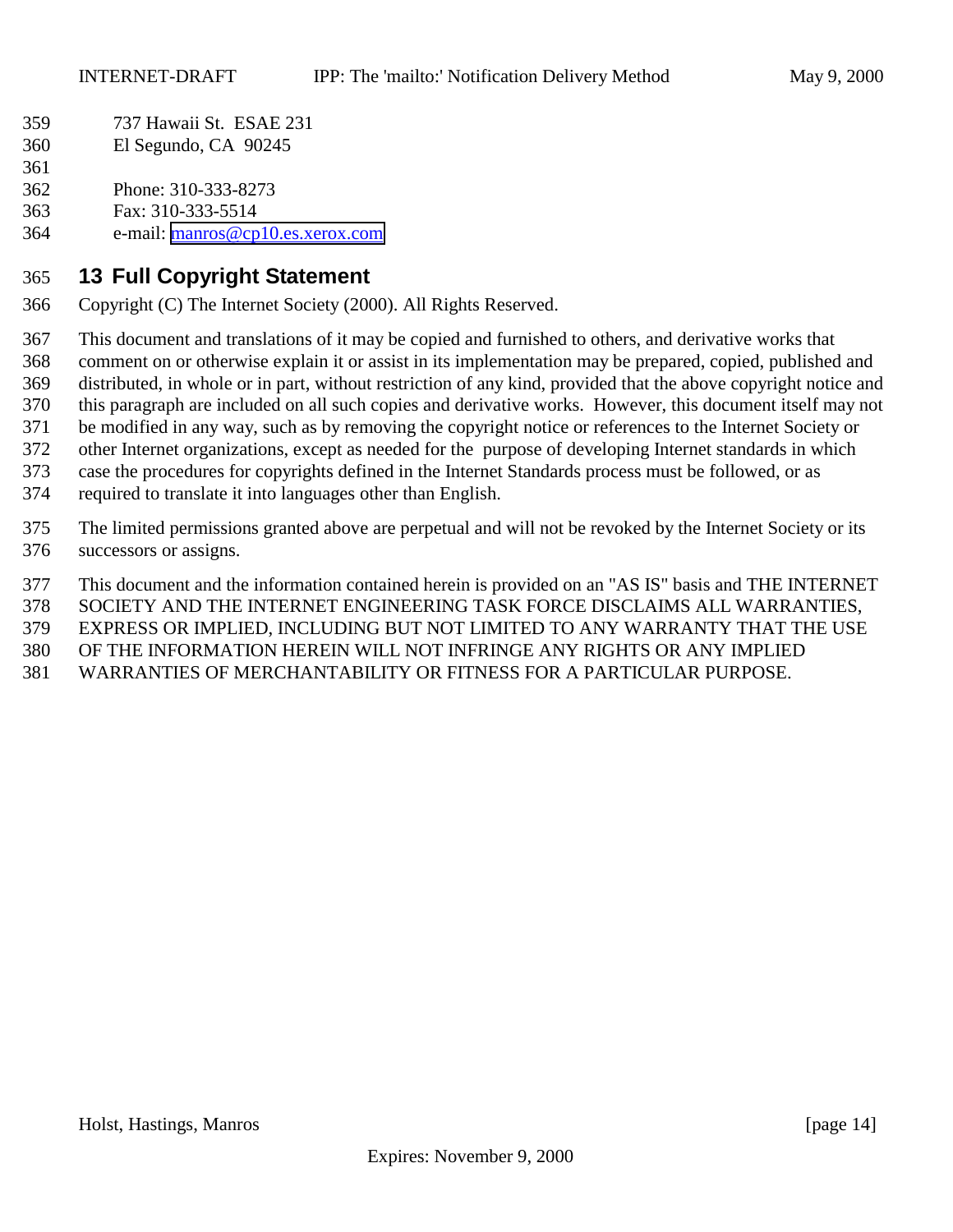737 Hawaii St.  ESAE 231
El Segundo, CA  90245

Phone: 310-333-8273
Fax: 310-333-5514
e-mail: manros@cp10.es.xerox.com

# 13 Full Copyright Statement

Copyright (C) The Internet Society (2000). All Rights Reserved.

This document and translations of it may be copied and furnished to others, and derivative works that comment on or otherwise explain it or assist in its implementation may be prepared, copied, published and distributed, in whole or in part, without restriction of any kind, provided that the above copyright notice and this paragraph are included on all such copies and derivative works.  However, this document itself may not be modified in any way, such as by removing the copyright notice or references to the Internet Society or other Internet organizations, except as needed for the  purpose of developing Internet standards in which case the procedures for copyrights defined in the Internet Standards process must be followed, or as required to translate it into languages other than English.

The limited permissions granted above are perpetual and will not be revoked by the Internet Society or its successors or assigns.

This document and the information contained herein is provided on an "AS IS" basis and THE INTERNET SOCIETY AND THE INTERNET ENGINEERING TASK FORCE DISCLAIMS ALL WARRANTIES, EXPRESS OR IMPLIED, INCLUDING BUT NOT LIMITED TO ANY WARRANTY THAT THE USE OF THE INFORMATION HEREIN WILL NOT INFRINGE ANY RIGHTS OR ANY IMPLIED WARRANTIES OF MERCHANTABILITY OR FITNESS FOR A PARTICULAR PURPOSE.